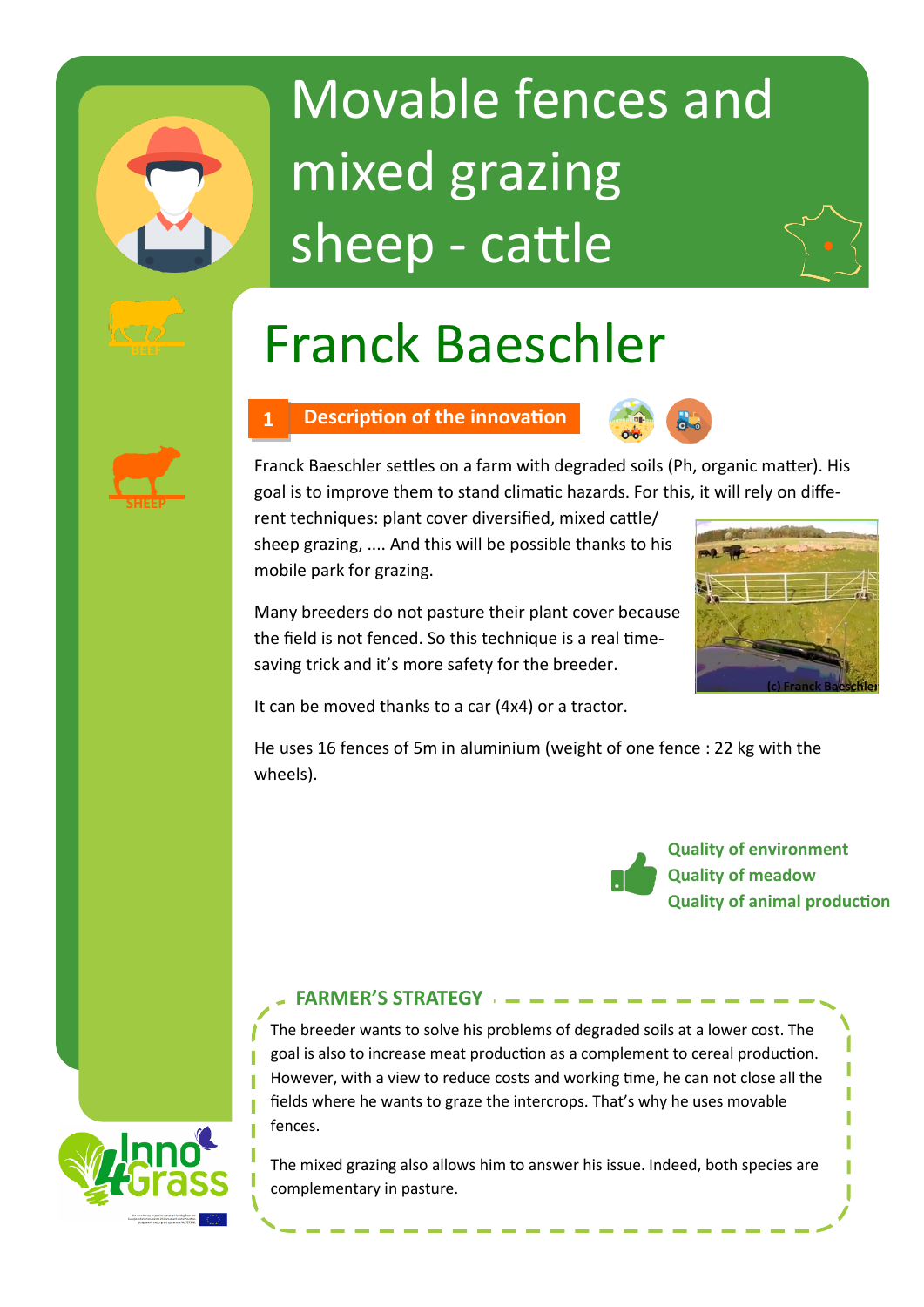# Movable fences and mixed grazing sheep - cattle

BEEF

SHEEP

## Franck Baeschler

### 1 Description of the innovation

Franck Baeschler settles on a farm with degraded soils (Ph, organic matter). His goal is to improve them to stand climatic hazards. For this, it will rely on different techniques: plant cover diversified, mixed cattle/ sheep grazing, .... And this will be possible thanks to his mobile park for grazing.

(c) Franck Baeschler

Many breeders do not pasture their plant cover because the field is not fenced. So this technique is a real time-saving trick and it's more safety for the breeder.

It can be moved thanks to a car (4x4) or a tractor.

He uses 16 fences of 5m in aluminium (weight of one fence : 22 kg with the wheels).

**Quality of environment**
**Quality of meadow**
**Quality of animal production**

### FARMER'S STRATEGY

The breeder wants to solve his problems of degraded soils at a lower cost. The goal is also to increase meat production as a complement to cereal production. However, with a view to reduce costs and working time, he can not close all the fields where he wants to graze the intercrops. That's why he uses movable fences.

The mixed grazing also allows him to answer his issue. Indeed, both species are complementary in pasture.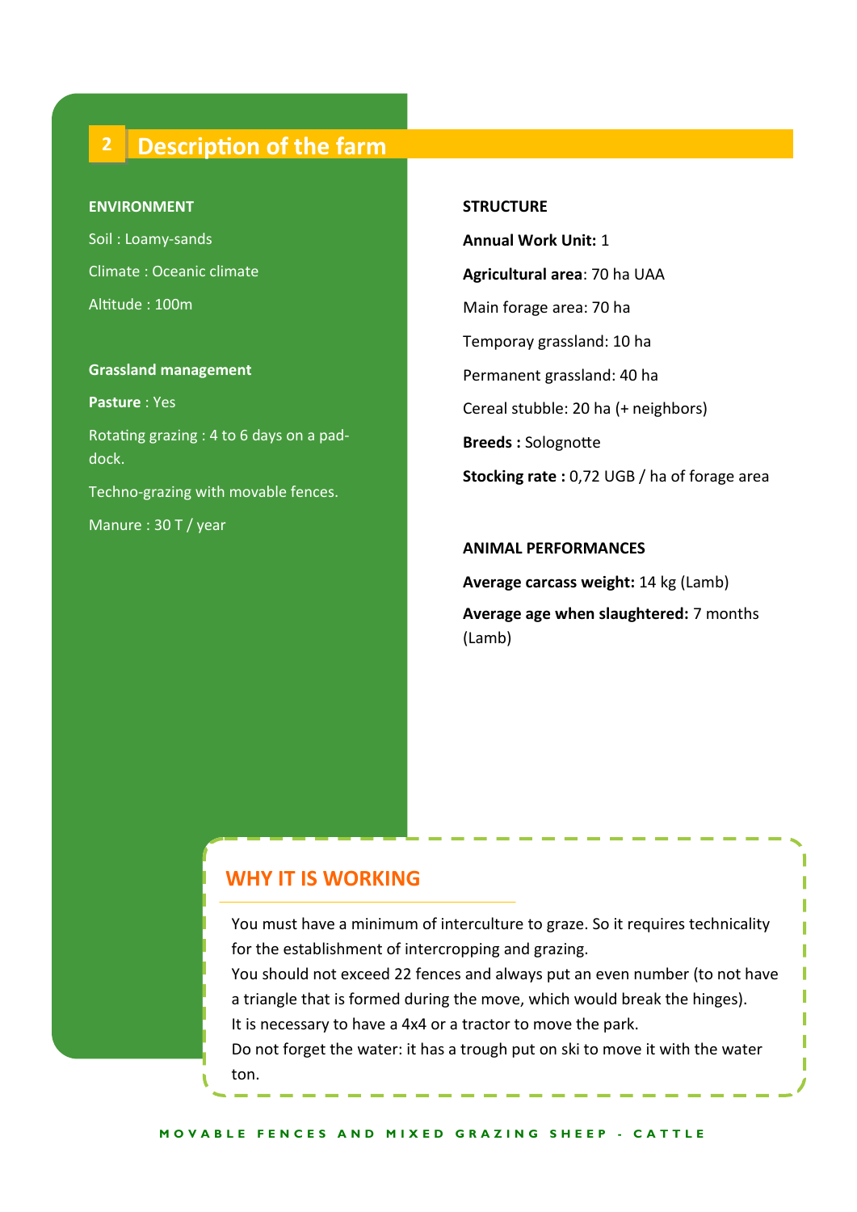## 2 Description of the farm

**ENVIRONMENT**

Soil : Loamy-sands

Climate : Oceanic climate

Altitude : 100m

**Grassland management**

**Pasture** : Yes

Rotating grazing : 4 to 6 days on a paddock.

Techno-grazing with movable fences.

Manure : 30 T / year

**STRUCTURE**

**Annual Work Unit:** 1

**Agricultural area**: 70 ha UAA

Main forage area: 70 ha

Temporay grassland: 10 ha

Permanent grassland: 40 ha

Cereal stubble: 20 ha (+ neighbors)

**Breeds :** Solognotte

**Stocking rate :** 0,72 UGB / ha of forage area

**ANIMAL PERFORMANCES**

**Average carcass weight:** 14 kg (Lamb)

**Average age when slaughtered:** 7 months (Lamb)

### WHY IT IS WORKING

You must have a minimum of interculture to graze. So it requires technicality for the establishment of intercropping and grazing.
You should not exceed 22 fences and always put an even number (to not have a triangle that is formed during the move, which would break the hinges).
It is necessary to have a 4x4 or a tractor to move the park.
Do not forget the water: it has a trough put on ski to move it with the water ton.